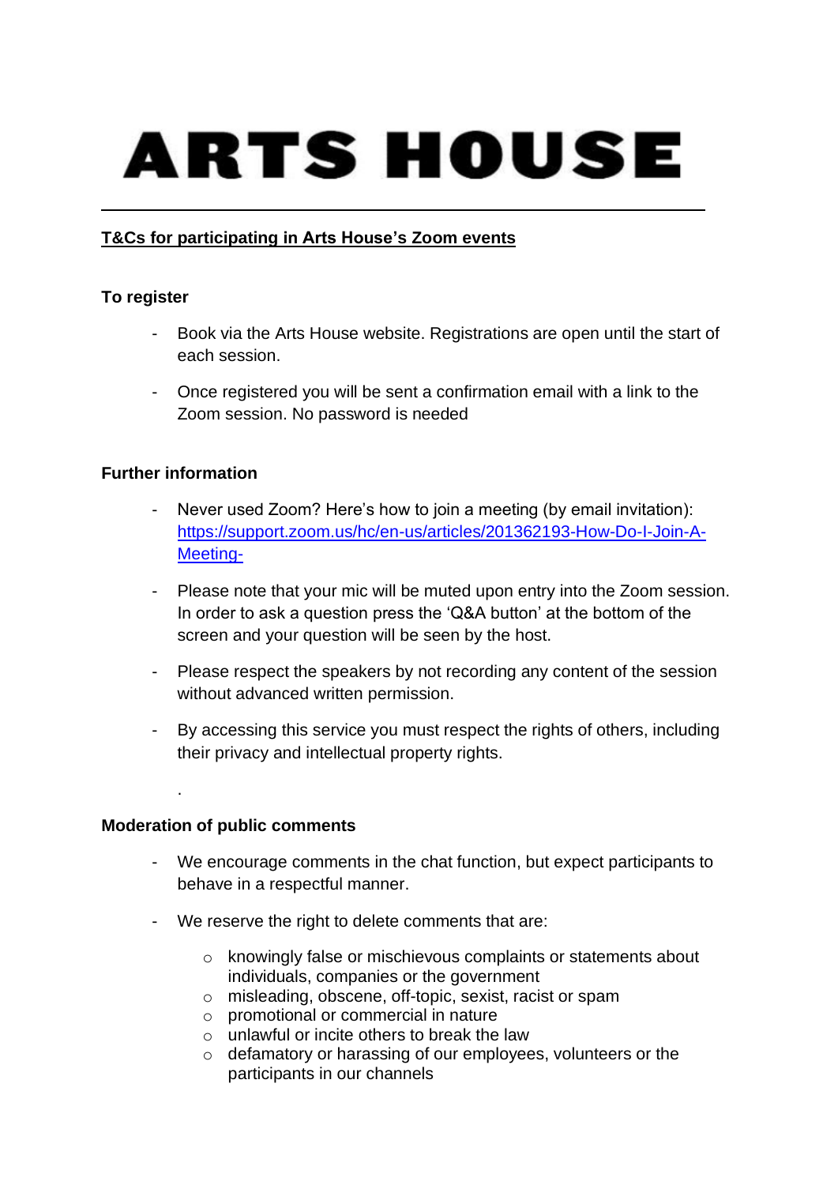# ARTS HOUSE

---

**T&Cs for participating in Arts House's Zoom events**

**To register**

- Book via the Arts House website. Registrations are open until the start of each session.
- Once registered you will be sent a confirmation email with a link to the Zoom session. No password is needed

**Further information**

- Never used Zoom? Here's how to join a meeting (by email invitation): [https://support.zoom.us/hc/en-us/articles/201362193-How-Do-I-Join-A-Meeting-](https://support.zoom.us/hc/en-us/articles/201362193-How-Do-I-Join-A-Meeting-)
- Please note that your mic will be muted upon entry into the Zoom session. In order to ask a question press the 'Q&A button' at the bottom of the screen and your question will be seen by the host.
- Please respect the speakers by not recording any content of the session without advanced written permission.
- By accessing this service you must respect the rights of others, including their privacy and intellectual property rights.

.

**Moderation of public comments**

- We encourage comments in the chat function, but expect participants to behave in a respectful manner.
- We reserve the right to delete comments that are:
  - knowingly false or mischievous complaints or statements about individuals, companies or the government
  - misleading, obscene, off-topic, sexist, racist or spam
  - promotional or commercial in nature
  - unlawful or incite others to break the law
  - defamatory or harassing of our employees, volunteers or the participants in our channels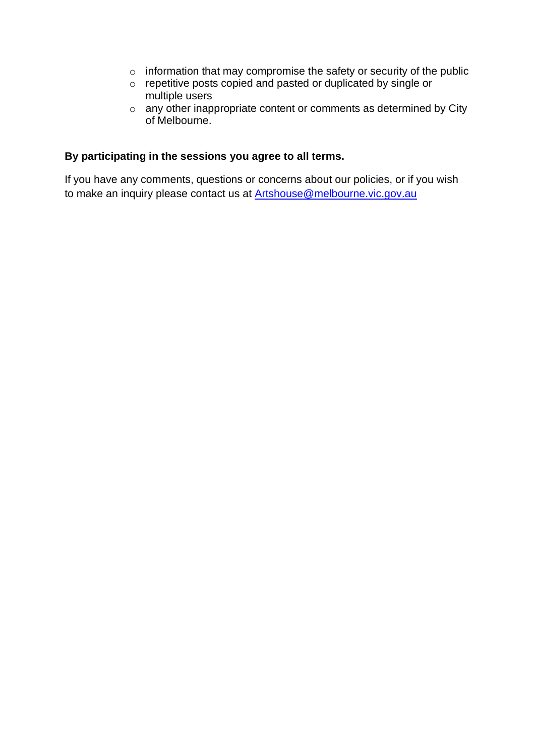- information that may compromise the safety or security of the public
  - repetitive posts copied and pasted or duplicated by single or multiple users
  - any other inappropriate content or comments as determined by City of Melbourne.

**By participating in the sessions you agree to all terms.**

If you have any comments, questions or concerns about our policies, or if you wish to make an inquiry please contact us at [Artshouse@melbourne.vic.gov.au](mailto:Artshouse@melbourne.vic.gov.au)